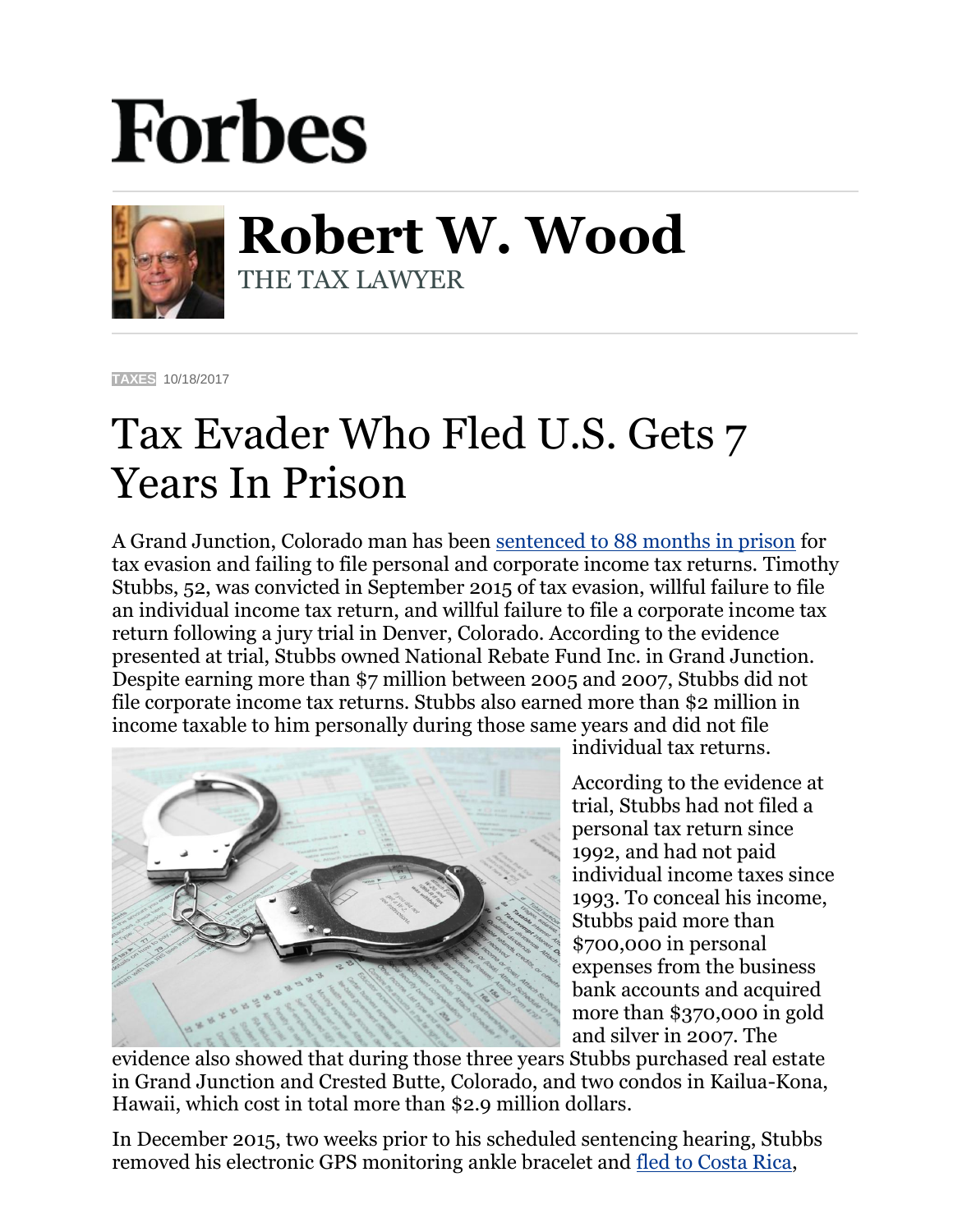# Forbes

## Robert W. Wood

THE TAX LAWYER

TAXES 10/18/2017

# Tax Evader Who Fled U.S. Gets 7 Years In Prison

A Grand Junction, Colorado man has been sentenced to 88 months in prison for tax evasion and failing to file personal and corporate income tax returns. Timothy Stubbs, 52, was convicted in September 2015 of tax evasion, willful failure to file an individual income tax return, and willful failure to file a corporate income tax return following a jury trial in Denver, Colorado. According to the evidence presented at trial, Stubbs owned National Rebate Fund Inc. in Grand Junction. Despite earning more than $7 million between 2005 and 2007, Stubbs did not file corporate income tax returns. Stubbs also earned more than $2 million in income taxable to him personally during those same years and did not file individual tax returns.

According to the evidence at trial, Stubbs had not filed a personal tax return since 1992, and had not paid individual income taxes since 1993. To conceal his income, Stubbs paid more than $700,000 in personal expenses from the business bank accounts and acquired more than $370,000 in gold and silver in 2007. The evidence also showed that during those three years Stubbs purchased real estate in Grand Junction and Crested Butte, Colorado, and two condos in Kailua-Kona, Hawaii, which cost in total more than $2.9 million dollars.

In December 2015, two weeks prior to his scheduled sentencing hearing, Stubbs removed his electronic GPS monitoring ankle bracelet and fled to Costa Rica,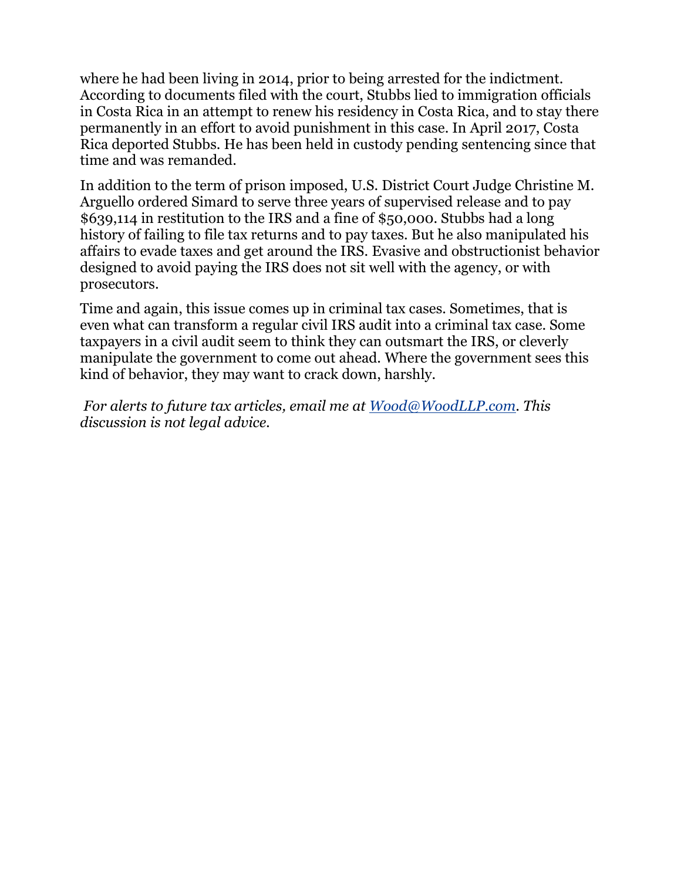where he had been living in 2014, prior to being arrested for the indictment. According to documents filed with the court, Stubbs lied to immigration officials in Costa Rica in an attempt to renew his residency in Costa Rica, and to stay there permanently in an effort to avoid punishment in this case. In April 2017, Costa Rica deported Stubbs. He has been held in custody pending sentencing since that time and was remanded.

In addition to the term of prison imposed, U.S. District Court Judge Christine M. Arguello ordered Simard to serve three years of supervised release and to pay $639,114 in restitution to the IRS and a fine of $50,000. Stubbs had a long history of failing to file tax returns and to pay taxes. But he also manipulated his affairs to evade taxes and get around the IRS. Evasive and obstructionist behavior designed to avoid paying the IRS does not sit well with the agency, or with prosecutors.

Time and again, this issue comes up in criminal tax cases. Sometimes, that is even what can transform a regular civil IRS audit into a criminal tax case. Some taxpayers in a civil audit seem to think they can outsmart the IRS, or cleverly manipulate the government to come out ahead. Where the government sees this kind of behavior, they may want to crack down, harshly.

*For alerts to future tax articles, email me at [Wood@WoodLLP.com](mailto:Wood@WoodLLP.com). This discussion is not legal advice.*